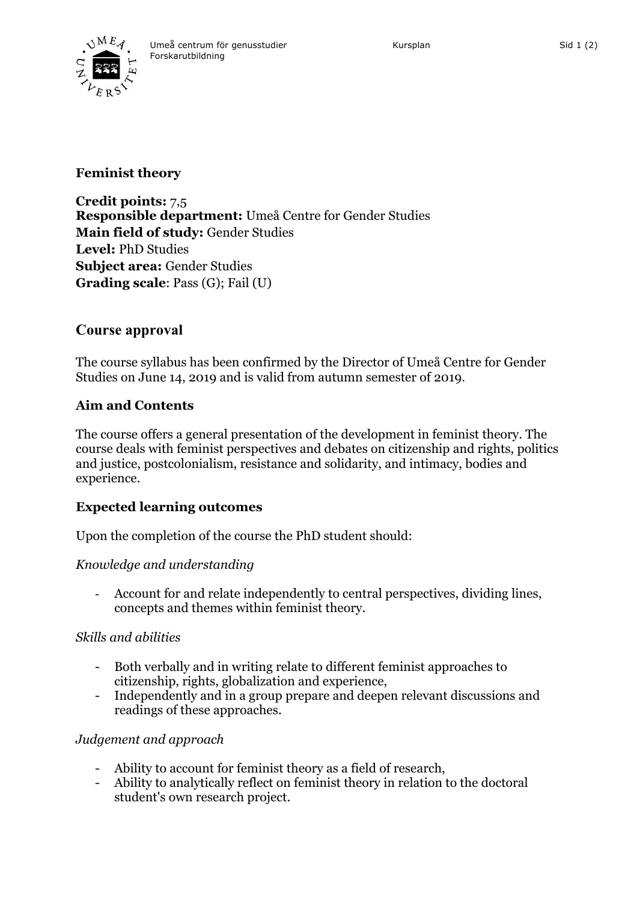# Feminist theory

**Credit points:** 7,5
**Responsible department:** Umeå Centre for Gender Studies
**Main field of study:** Gender Studies
**Level:** PhD Studies
**Subject area:** Gender Studies
**Grading scale**: Pass (G); Fail (U)

## Course approval

The course syllabus has been confirmed by the Director of Umeå Centre for Gender Studies on June 14, 2019 and is valid from autumn semester of 2019.

### Aim and Contents

The course offers a general presentation of the development in feminist theory. The course deals with feminist perspectives and debates on citizenship and rights, politics and justice, postcolonialism, resistance and solidarity, and intimacy, bodies and experience.

### Expected learning outcomes

Upon the completion of the course the PhD student should:

*Knowledge and understanding*

- Account for and relate independently to central perspectives, dividing lines, concepts and themes within feminist theory.

*Skills and abilities*

- Both verbally and in writing relate to different feminist approaches to citizenship, rights, globalization and experience,
- Independently and in a group prepare and deepen relevant discussions and readings of these approaches.

*Judgement and approach*

- Ability to account for feminist theory as a field of research,
- Ability to analytically reflect on feminist theory in relation to the doctoral student's own research project.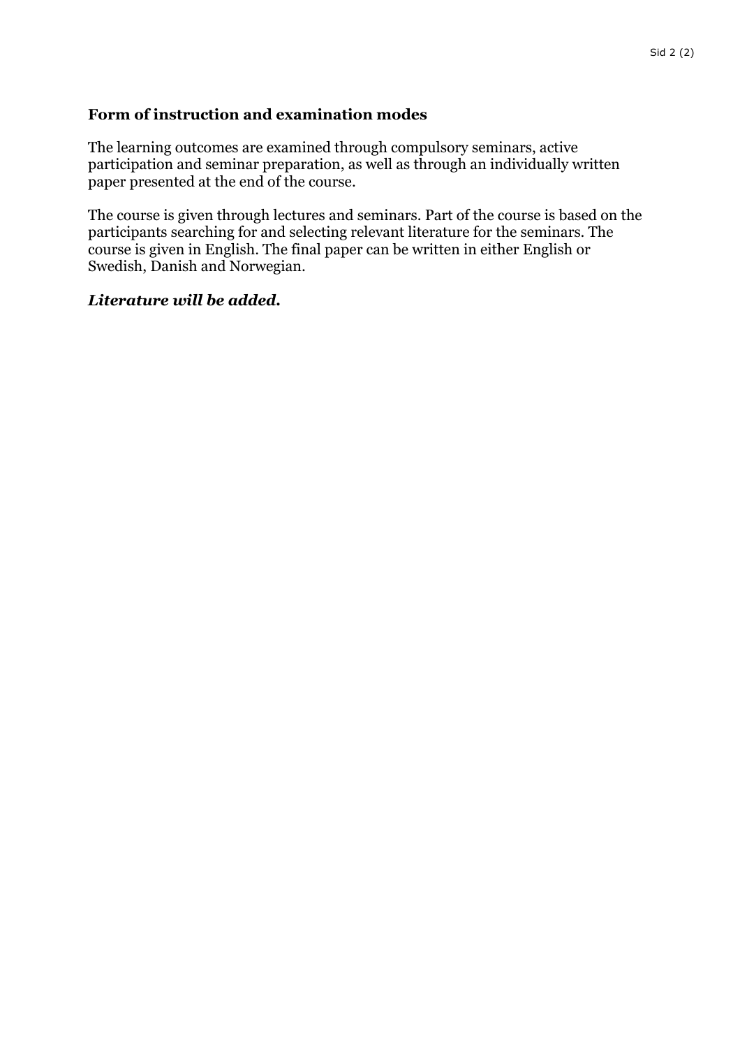**Form of instruction and examination modes**

The learning outcomes are examined through compulsory seminars, active participation and seminar preparation, as well as through an individually written paper presented at the end of the course.

The course is given through lectures and seminars. Part of the course is based on the participants searching for and selecting relevant literature for the seminars. The course is given in English. The final paper can be written in either English or Swedish, Danish and Norwegian.

***Literature will be added.***